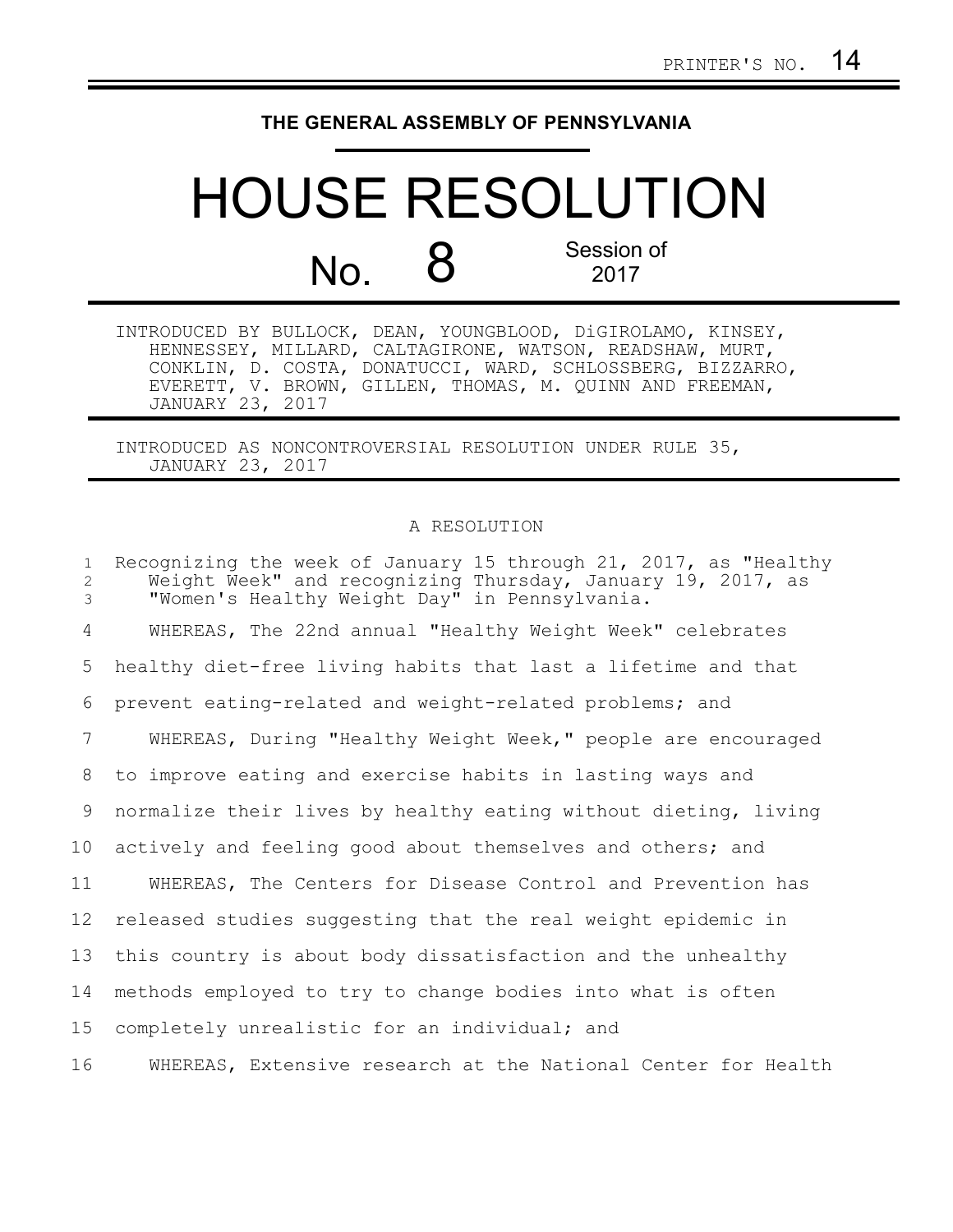PRINTER'S NO. 14

**THE GENERAL ASSEMBLY OF PENNSYLVANIA**

# HOUSE RESOLUTION

## No. 8

Session of 2017

INTRODUCED BY BULLOCK, DEAN, YOUNGBLOOD, DiGIROLAMO, KINSEY, HENNESSEY, MILLARD, CALTAGIRONE, WATSON, READSHAW, MURT, CONKLIN, D. COSTA, DONATUCCI, WARD, SCHLOSSBERG, BIZZARRO, EVERETT, V. BROWN, GILLEN, THOMAS, M. QUINN AND FREEMAN, JANUARY 23, 2017

INTRODUCED AS NONCONTROVERSIAL RESOLUTION UNDER RULE 35, JANUARY 23, 2017

A RESOLUTION

Recognizing the week of January 15 through 21, 2017, as "Healthy Weight Week" and recognizing Thursday, January 19, 2017, as "Women's Healthy Weight Day" in Pennsylvania.

WHEREAS, The 22nd annual "Healthy Weight Week" celebrates healthy diet-free living habits that last a lifetime and that prevent eating-related and weight-related problems; and

WHEREAS, During "Healthy Weight Week," people are encouraged to improve eating and exercise habits in lasting ways and normalize their lives by healthy eating without dieting, living actively and feeling good about themselves and others; and

WHEREAS, The Centers for Disease Control and Prevention has released studies suggesting that the real weight epidemic in this country is about body dissatisfaction and the unhealthy methods employed to try to change bodies into what is often completely unrealistic for an individual; and

WHEREAS, Extensive research at the National Center for Health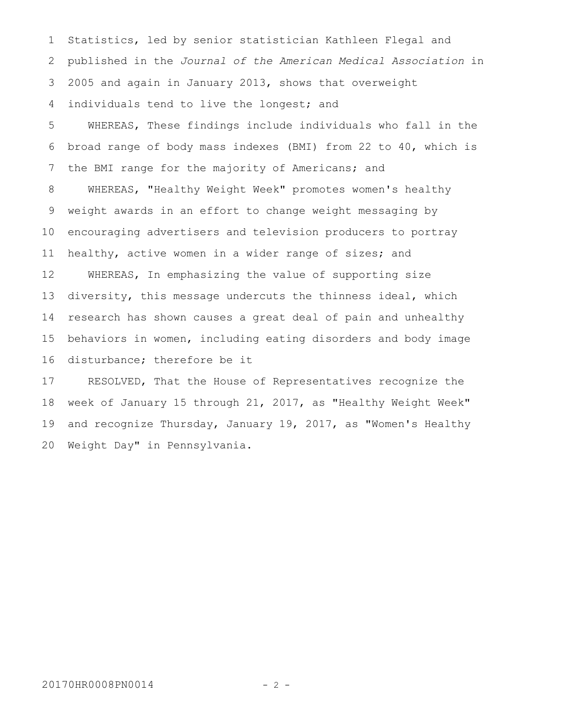Statistics, led by senior statistician Kathleen Flegal and published in the *Journal of the American Medical Association* in 2005 and again in January 2013, shows that overweight individuals tend to live the longest; and

WHEREAS, These findings include individuals who fall in the broad range of body mass indexes (BMI) from 22 to 40, which is the BMI range for the majority of Americans; and

WHEREAS, "Healthy Weight Week" promotes women's healthy weight awards in an effort to change weight messaging by encouraging advertisers and television producers to portray healthy, active women in a wider range of sizes; and

WHEREAS, In emphasizing the value of supporting size diversity, this message undercuts the thinness ideal, which research has shown causes a great deal of pain and unhealthy behaviors in women, including eating disorders and body image disturbance; therefore be it

RESOLVED, That the House of Representatives recognize the week of January 15 through 21, 2017, as "Healthy Weight Week" and recognize Thursday, January 19, 2017, as "Women's Healthy Weight Day" in Pennsylvania.